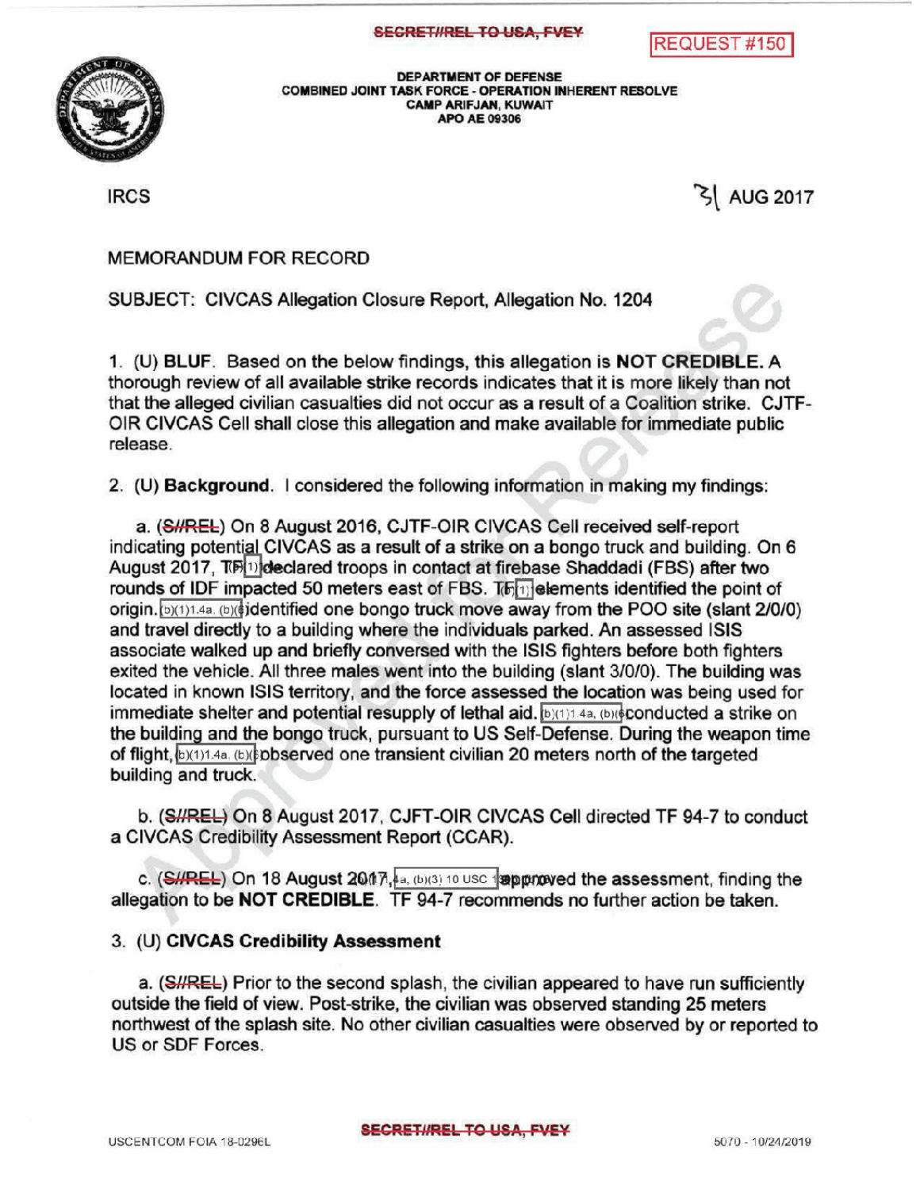SECRET//REL TO USA, FVEY

REQUEST #150

DEPARTMENT OF DEFENSE
COMBINED JOINT TASK FORCE - OPERATION INHERENT RESOLVE
CAMP ARIFJAN, KUWAIT
APO AE 09306

IRCS

31 AUG 2017

MEMORANDUM FOR RECORD

SUBJECT: CIVCAS Allegation Closure Report, Allegation No. 1204

1. (U) **BLUF**. Based on the below findings, this allegation is **NOT CREDIBLE.** A thorough review of all available strike records indicates that it is more likely than not that the alleged civilian casualties did not occur as a result of a Coalition strike. CJTF-OIR CIVCAS Cell shall close this allegation and make available for immediate public release.

2. (U) **Background**. I considered the following information in making my findings:

   a. (~~S//REL~~) On 8 August 2016, CJTF-OIR CIVCAS Cell received self-report indicating potential CIVCAS as a result of a strike on a bongo truck and building. On 6 August 2017, TF(b)(1) declared troops in contact at firebase Shaddadi (FBS) after two rounds of IDF impacted 50 meters east of FBS. TF(b)(1) elements identified the point of origin. (b)(1)1.4a, (b)(6) identified one bongo truck move away from the POO site (slant 2/0/0) and travel directly to a building where the individuals parked. An assessed ISIS associate walked up and briefly conversed with the ISIS fighters before both fighters exited the vehicle. All three males went into the building (slant 3/0/0). The building was located in known ISIS territory, and the force assessed the location was being used for immediate shelter and potential resupply of lethal aid. (b)(1)1.4a, (b)(6) conducted a strike on the building and the bongo truck, pursuant to US Self-Defense. During the weapon time of flight, (b)(1)1.4a, (b)(6) observed one transient civilian 20 meters north of the targeted building and truck.

   b. (~~S//REL~~) On 8 August 2017, CJFT-OIR CIVCAS Cell directed TF 94-7 to conduct a CIVCAS Credibility Assessment Report (CCAR).

   c. (~~S//REL~~) On 18 August 2017, (b)(1)1.4a, (b)(3) 10 USC 130b approved the assessment, finding the allegation to be **NOT CREDIBLE**. TF 94-7 recommends no further action be taken.

3. (U) **CIVCAS Credibility Assessment**

   a. (~~S//REL~~) Prior to the second splash, the civilian appeared to have run sufficiently outside the field of view. Post-strike, the civilian was observed standing 25 meters northwest of the splash site. No other civilian casualties were observed by or reported to US or SDF Forces.

USCENTCOM FOIA 18-0296L

SECRET//REL TO USA, FVEY

5070 - 10/24/2019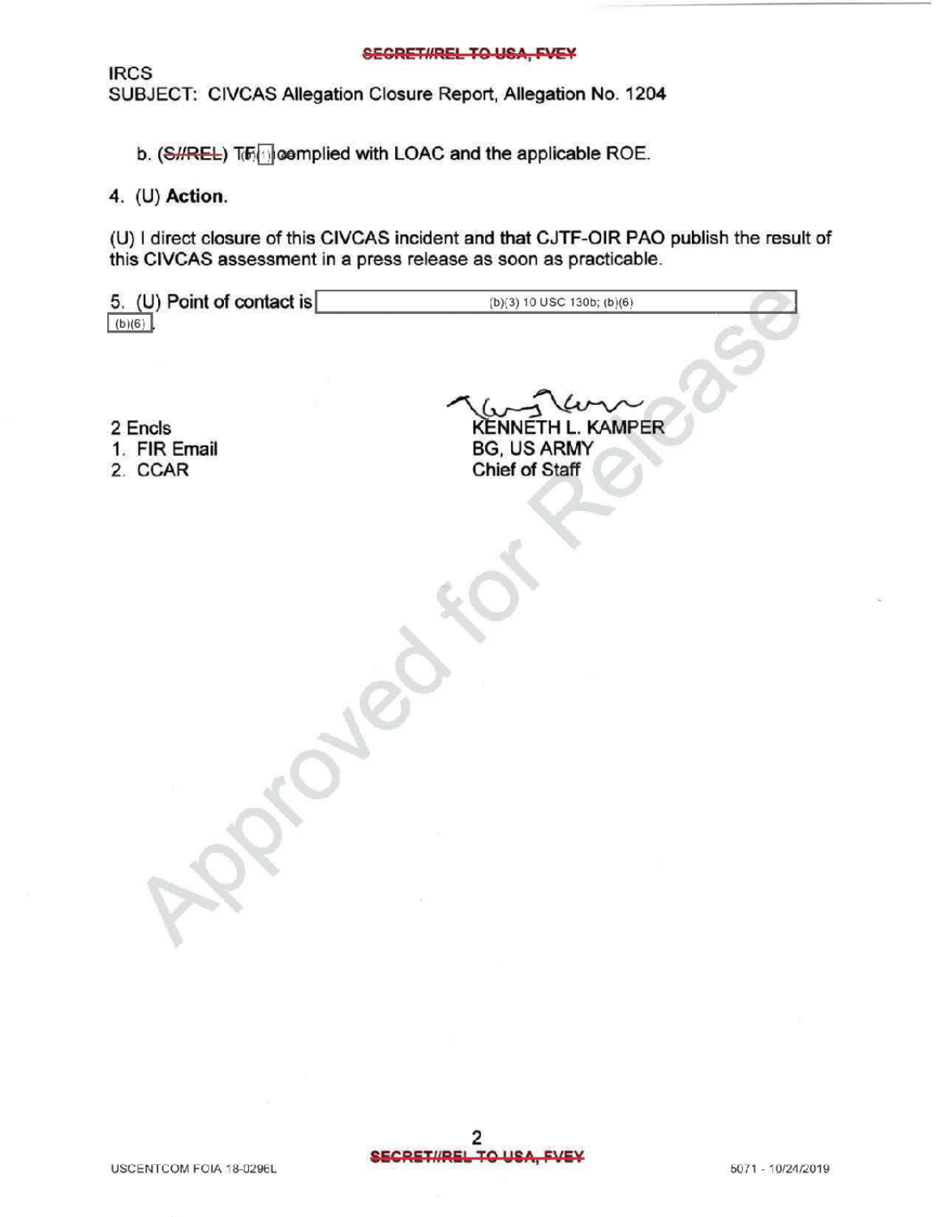IRCS
SUBJECT: CIVCAS Allegation Closure Report, Allegation No. 1204

b. (S//REL) TF (b)(1) complied with LOAC and the applicable ROE.

4. (U) **Action.**

(U) I direct closure of this CIVCAS incident and that CJTF-OIR PAO publish the result of this CIVCAS assessment in a press release as soon as practicable.

5. (U) Point of contact is (b)(3) 10 USC 130b; (b)(6) (b)(6).

2 Encls
1. FIR Email
2. CCAR

KENNETH L. KAMPER
BG, US ARMY
Chief of Staff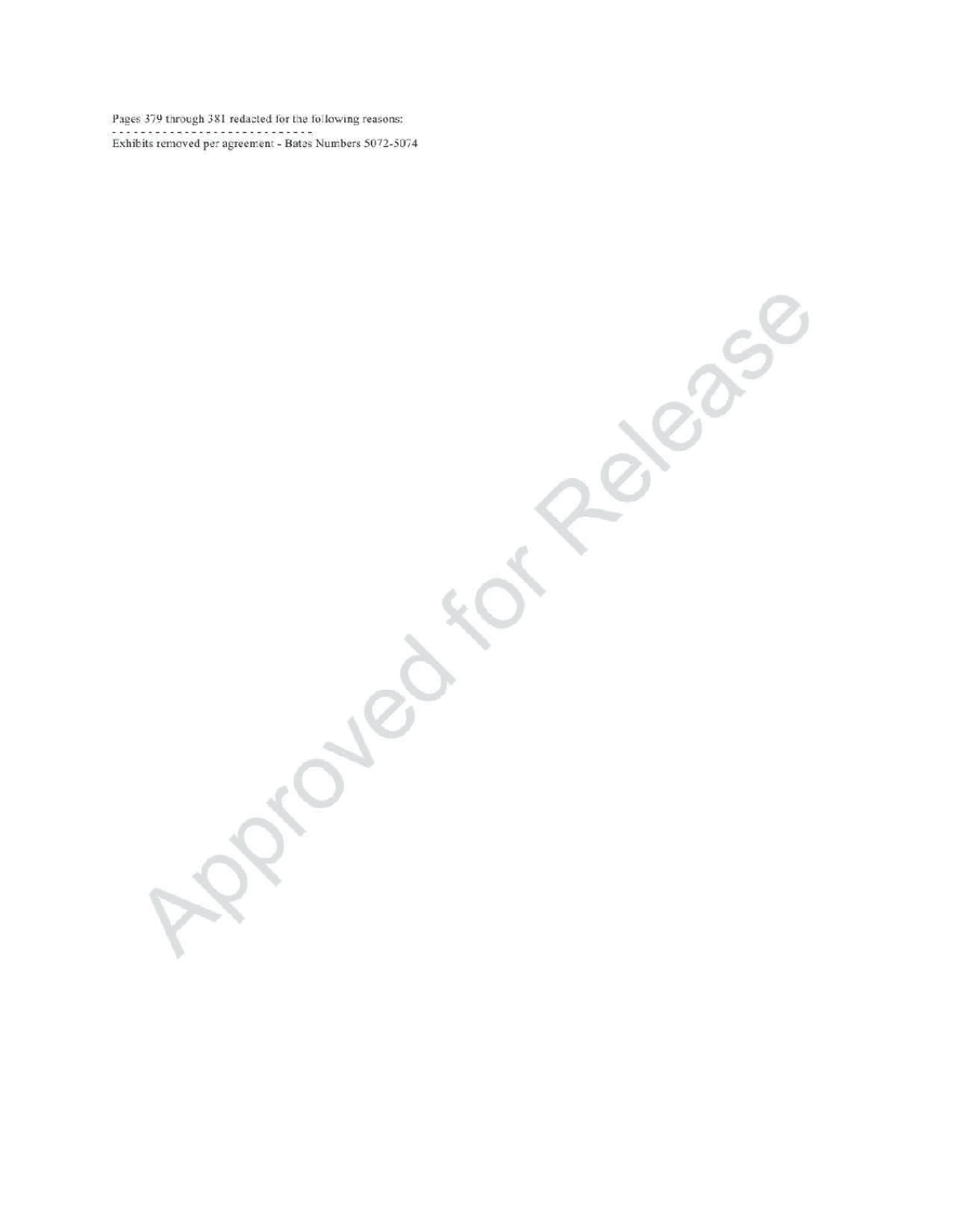Pages 379 through 381 redacted for the following reasons:

- - - - - - - - - - - - - - - - - - - - - - - - - - -

Exhibits removed per agreement - Bates Numbers 5072-5074